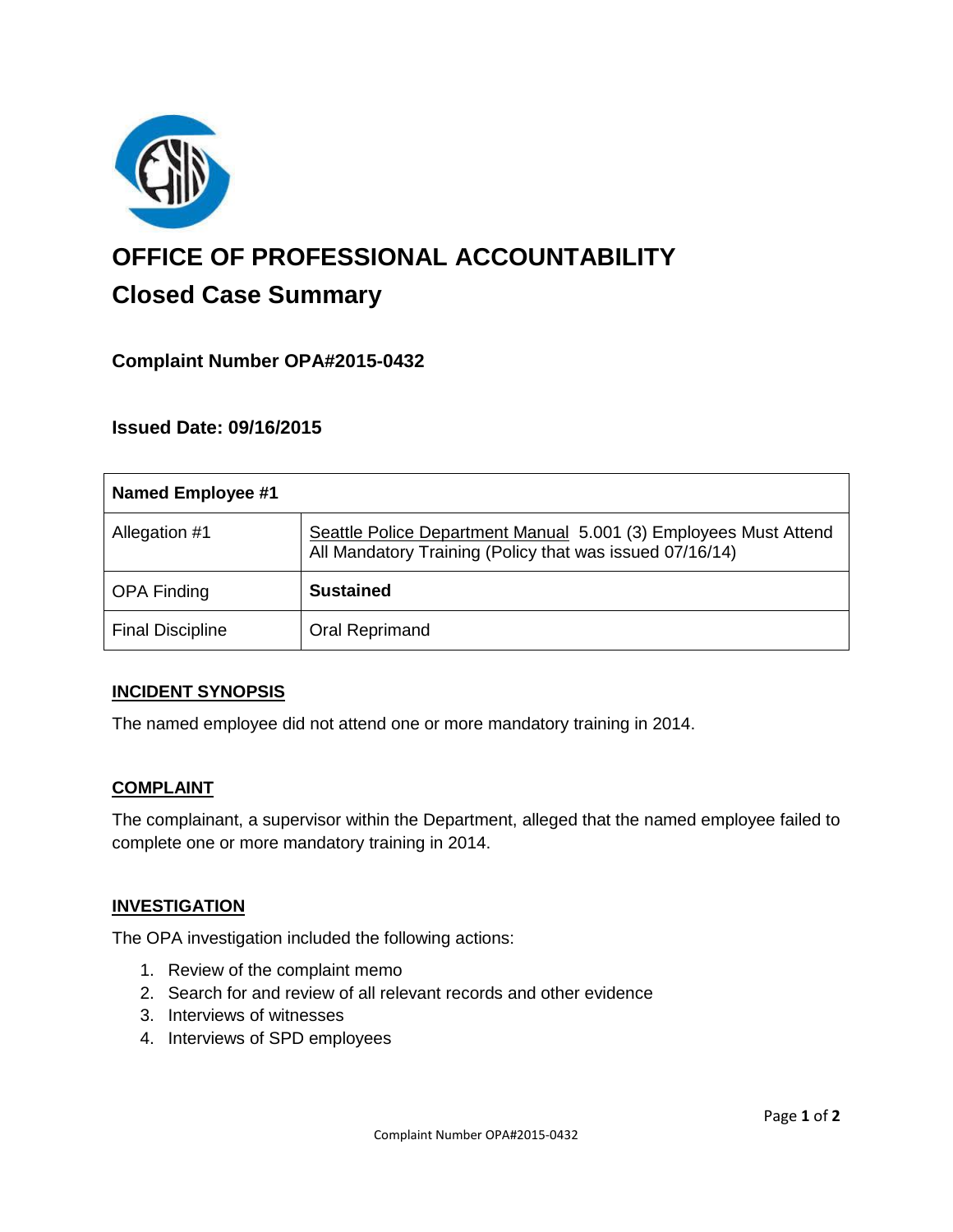# OFFICE OF PROFESSIONAL ACCOUNTABILITY

## Closed Case Summary

### Complaint Number OPA#2015-0432

### Issued Date: 09/16/2015

| Named Employee #1 | |
| --- | --- |
| Allegation #1 | Seattle Police Department Manual 5.001 (3) Employees Must Attend All Mandatory Training (Policy that was issued 07/16/14) |
| OPA Finding | **Sustained** |
| Final Discipline | Oral Reprimand |

**INCIDENT SYNOPSIS**

The named employee did not attend one or more mandatory training in 2014.

**COMPLAINT**

The complainant, a supervisor within the Department, alleged that the named employee failed to complete one or more mandatory training in 2014.

**INVESTIGATION**

The OPA investigation included the following actions:

1. Review of the complaint memo
2. Search for and review of all relevant records and other evidence
3. Interviews of witnesses
4. Interviews of SPD employees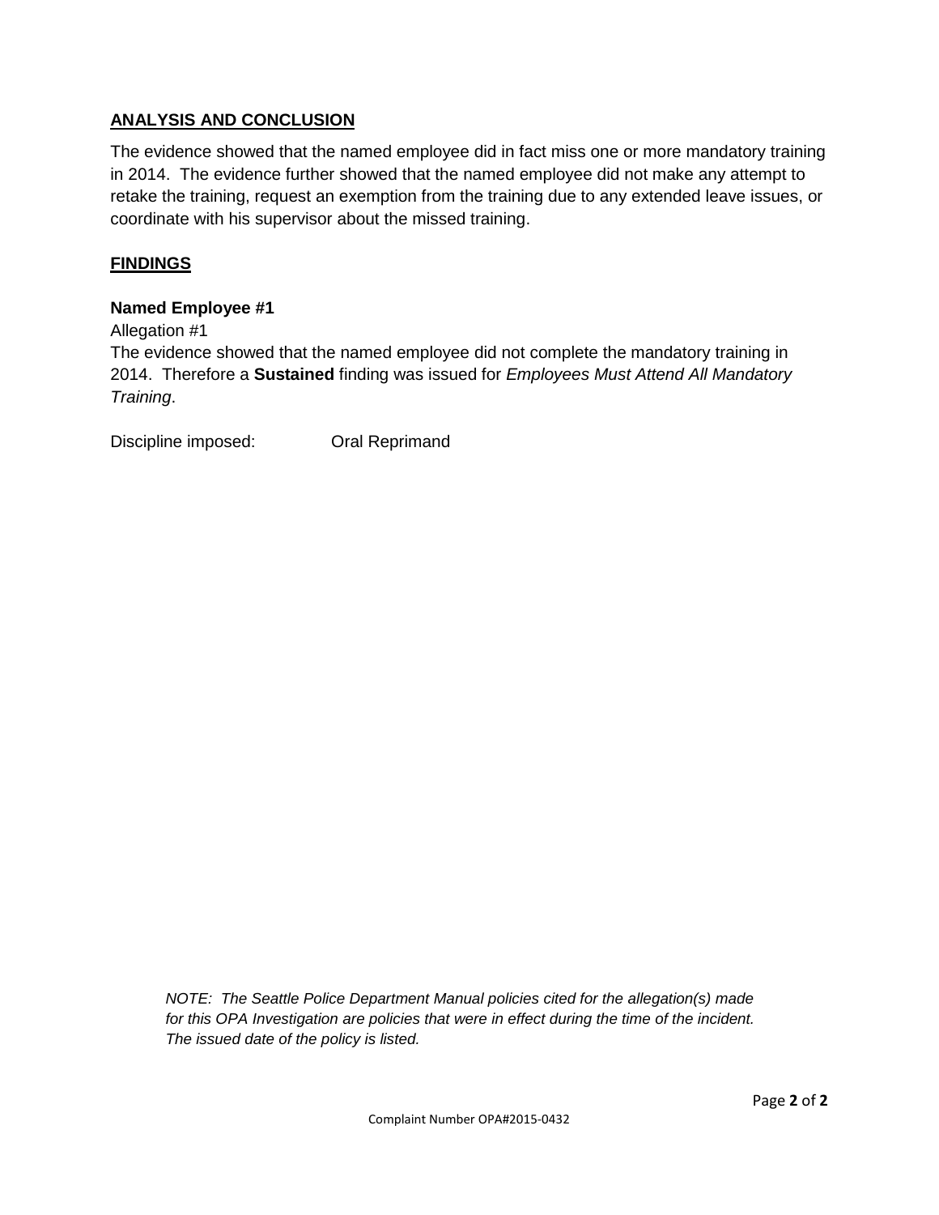## ANALYSIS AND CONCLUSION

The evidence showed that the named employee did in fact miss one or more mandatory training in 2014. The evidence further showed that the named employee did not make any attempt to retake the training, request an exemption from the training due to any extended leave issues, or coordinate with his supervisor about the missed training.

## FINDINGS

**Named Employee #1**

Allegation #1

The evidence showed that the named employee did not complete the mandatory training in 2014. Therefore a **Sustained** finding was issued for *Employees Must Attend All Mandatory Training*.

Discipline imposed: Oral Reprimand

*NOTE: The Seattle Police Department Manual policies cited for the allegation(s) made for this OPA Investigation are policies that were in effect during the time of the incident. The issued date of the policy is listed.*

Complaint Number OPA#2015-0432